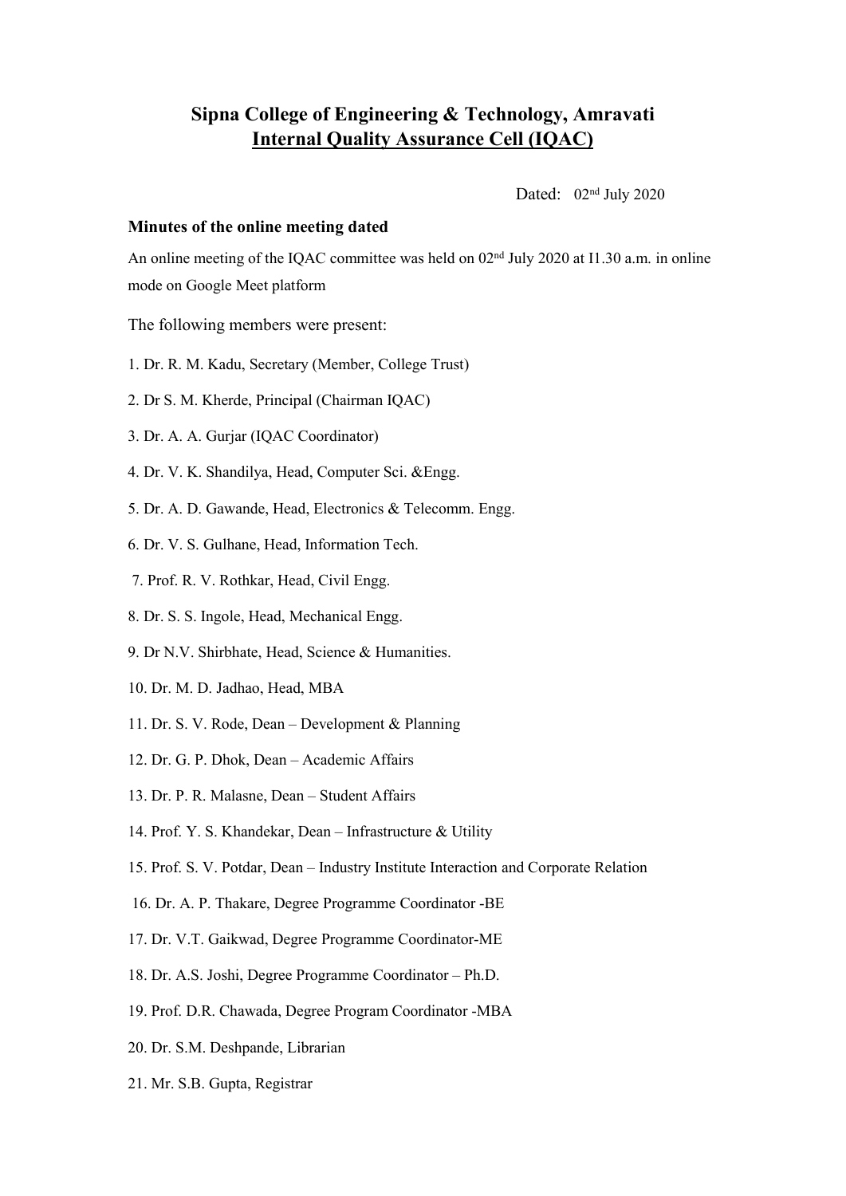# Sipna College of Engineering & Technology, Amravati

## Internal Quality Assurance Cell (IQAC)

Dated: 02nd July 2020

**Minutes of the online meeting dated**

An online meeting of the IQAC committee was held on 02nd July 2020 at I1.30 a.m. in online mode on Google Meet platform

The following members were present:

1. Dr. R. M. Kadu, Secretary (Member, College Trust)
2. Dr S. M. Kherde, Principal (Chairman IQAC)
3. Dr. A. A. Gurjar (IQAC Coordinator)
4. Dr. V. K. Shandilya, Head, Computer Sci. &Engg.
5. Dr. A. D. Gawande, Head, Electronics & Telecomm. Engg.
6. Dr. V. S. Gulhane, Head, Information Tech.
7. Prof. R. V. Rothkar, Head, Civil Engg.
8. Dr. S. S. Ingole, Head, Mechanical Engg.
9. Dr N.V. Shirbhate, Head, Science & Humanities.
10. Dr. M. D. Jadhao, Head, MBA
11. Dr. S. V. Rode, Dean – Development & Planning
12. Dr. G. P. Dhok, Dean – Academic Affairs
13. Dr. P. R. Malasne, Dean – Student Affairs
14. Prof. Y. S. Khandekar, Dean – Infrastructure & Utility
15. Prof. S. V. Potdar, Dean – Industry Institute Interaction and Corporate Relation
16. Dr. A. P. Thakare, Degree Programme Coordinator -BE
17. Dr. V.T. Gaikwad, Degree Programme Coordinator-ME
18. Dr. A.S. Joshi, Degree Programme Coordinator – Ph.D.
19. Prof. D.R. Chawada, Degree Program Coordinator -MBA
20. Dr. S.M. Deshpande, Librarian
21. Mr. S.B. Gupta, Registrar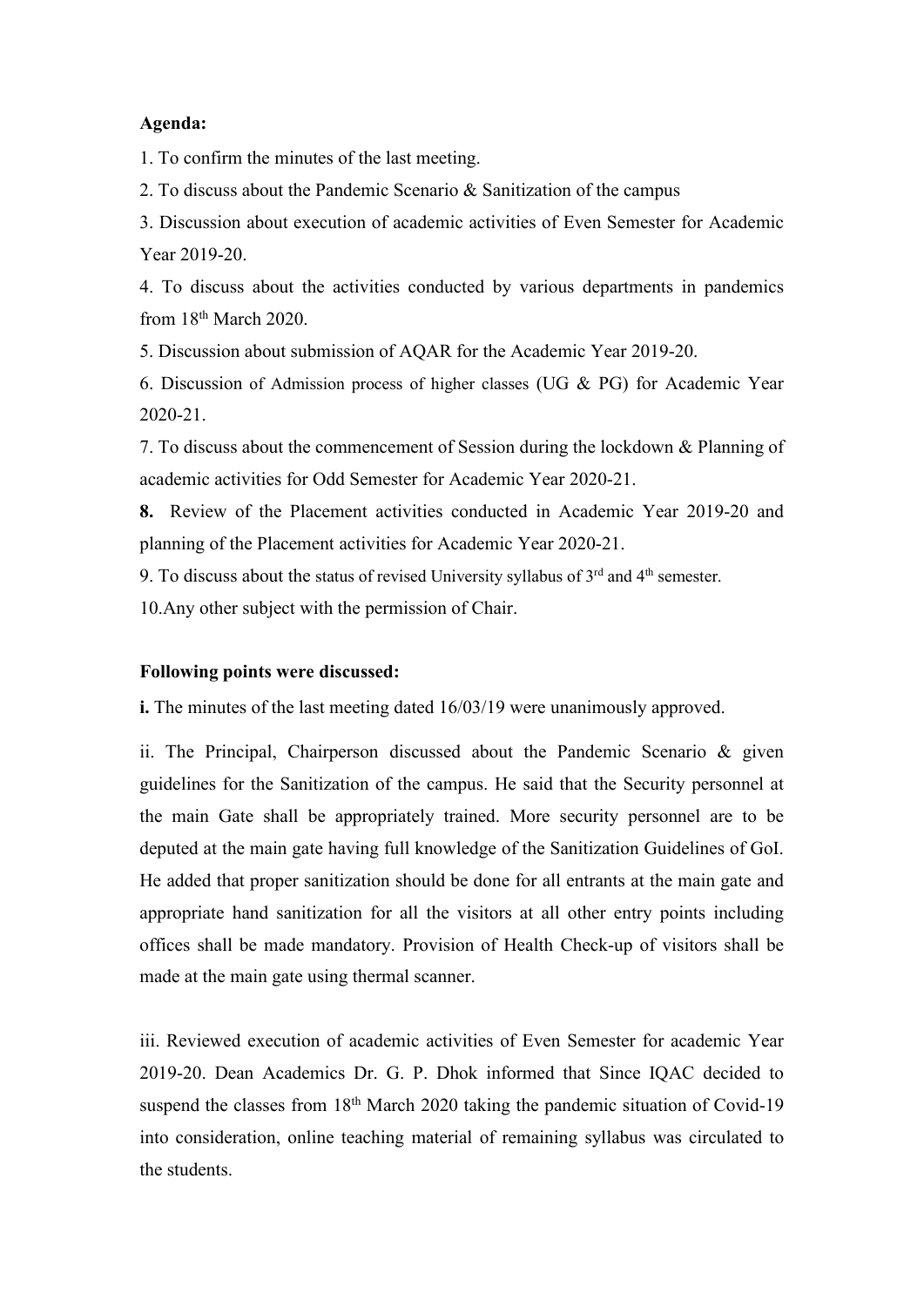**Agenda:**

1. To confirm the minutes of the last meeting.

2. To discuss about the Pandemic Scenario & Sanitization of the campus

3. Discussion about execution of academic activities of Even Semester for Academic Year 2019-20.

4. To discuss about the activities conducted by various departments in pandemics from 18th March 2020.

5. Discussion about submission of AQAR for the Academic Year 2019-20.

6. Discussion of Admission process of higher classes (UG & PG) for Academic Year 2020-21.

7. To discuss about the commencement of Session during the lockdown & Planning of academic activities for Odd Semester for Academic Year 2020-21.

**8.** Review of the Placement activities conducted in Academic Year 2019-20 and planning of the Placement activities for Academic Year 2020-21.

9. To discuss about the status of revised University syllabus of 3rd and 4th semester.

10.Any other subject with the permission of Chair.

**Following points were discussed:**

**i.** The minutes of the last meeting dated 16/03/19 were unanimously approved.

ii. The Principal, Chairperson discussed about the Pandemic Scenario & given guidelines for the Sanitization of the campus. He said that the Security personnel at the main Gate shall be appropriately trained. More security personnel are to be deputed at the main gate having full knowledge of the Sanitization Guidelines of GoI. He added that proper sanitization should be done for all entrants at the main gate and appropriate hand sanitization for all the visitors at all other entry points including offices shall be made mandatory. Provision of Health Check-up of visitors shall be made at the main gate using thermal scanner.

iii. Reviewed execution of academic activities of Even Semester for academic Year 2019-20. Dean Academics Dr. G. P. Dhok informed that Since IQAC decided to suspend the classes from 18th March 2020 taking the pandemic situation of Covid-19 into consideration, online teaching material of remaining syllabus was circulated to the students.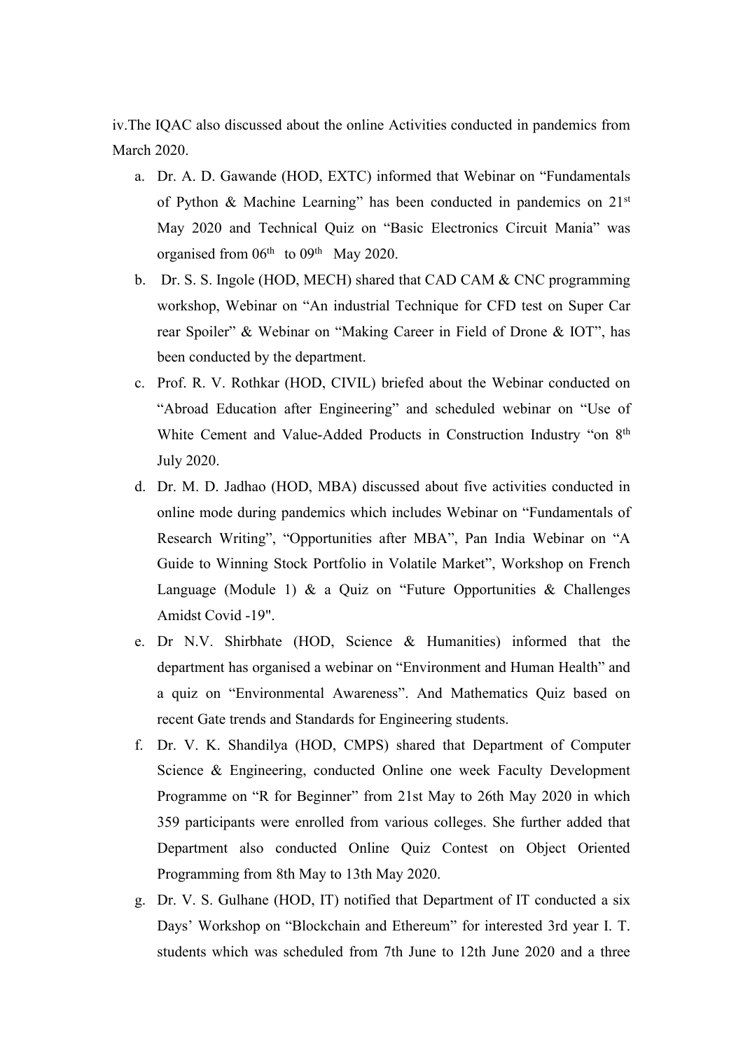iv.The IQAC also discussed about the online Activities conducted in pandemics from March 2020.

a. Dr. A. D. Gawande (HOD, EXTC) informed that Webinar on "Fundamentals of Python & Machine Learning" has been conducted in pandemics on 21st May 2020 and Technical Quiz on "Basic Electronics Circuit Mania" was organised from 06th to 09th May 2020.

b. Dr. S. S. Ingole (HOD, MECH) shared that CAD CAM & CNC programming workshop, Webinar on "An industrial Technique for CFD test on Super Car rear Spoiler" & Webinar on "Making Career in Field of Drone & IOT", has been conducted by the department.

c. Prof. R. V. Rothkar (HOD, CIVIL) briefed about the Webinar conducted on "Abroad Education after Engineering" and scheduled webinar on "Use of White Cement and Value-Added Products in Construction Industry "on 8th July 2020.

d. Dr. M. D. Jadhao (HOD, MBA) discussed about five activities conducted in online mode during pandemics which includes Webinar on "Fundamentals of Research Writing", "Opportunities after MBA", Pan India Webinar on "A Guide to Winning Stock Portfolio in Volatile Market", Workshop on French Language (Module 1) & a Quiz on "Future Opportunities & Challenges Amidst Covid -19".

e. Dr N.V. Shirbhate (HOD, Science & Humanities) informed that the department has organised a webinar on "Environment and Human Health" and a quiz on "Environmental Awareness". And Mathematics Quiz based on recent Gate trends and Standards for Engineering students.

f. Dr. V. K. Shandilya (HOD, CMPS) shared that Department of Computer Science & Engineering, conducted Online one week Faculty Development Programme on "R for Beginner" from 21st May to 26th May 2020 in which 359 participants were enrolled from various colleges. She further added that Department also conducted Online Quiz Contest on Object Oriented Programming from 8th May to 13th May 2020.

g. Dr. V. S. Gulhane (HOD, IT) notified that Department of IT conducted a six Days' Workshop on "Blockchain and Ethereum" for interested 3rd year I. T. students which was scheduled from 7th June to 12th June 2020 and a three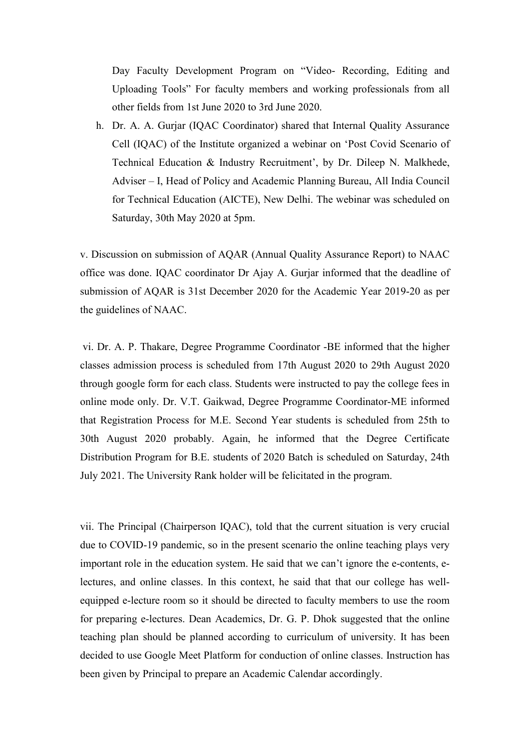Day Faculty Development Program on "Video- Recording, Editing and Uploading Tools" For faculty members and working professionals from all other fields from 1st June 2020 to 3rd June 2020.

h. Dr. A. A. Gurjar (IQAC Coordinator) shared that Internal Quality Assurance Cell (IQAC) of the Institute organized a webinar on 'Post Covid Scenario of Technical Education & Industry Recruitment', by Dr. Dileep N. Malkhede, Adviser – I, Head of Policy and Academic Planning Bureau, All India Council for Technical Education (AICTE), New Delhi. The webinar was scheduled on Saturday, 30th May 2020 at 5pm.

v. Discussion on submission of AQAR (Annual Quality Assurance Report) to NAAC office was done. IQAC coordinator Dr Ajay A. Gurjar informed that the deadline of submission of AQAR is 31st December 2020 for the Academic Year 2019-20 as per the guidelines of NAAC.

vi. Dr. A. P. Thakare, Degree Programme Coordinator -BE informed that the higher classes admission process is scheduled from 17th August 2020 to 29th August 2020 through google form for each class. Students were instructed to pay the college fees in online mode only. Dr. V.T. Gaikwad, Degree Programme Coordinator-ME informed that Registration Process for M.E. Second Year students is scheduled from 25th to 30th August 2020 probably. Again, he informed that the Degree Certificate Distribution Program for B.E. students of 2020 Batch is scheduled on Saturday, 24th July 2021. The University Rank holder will be felicitated in the program.

vii. The Principal (Chairperson IQAC), told that the current situation is very crucial due to COVID-19 pandemic, so in the present scenario the online teaching plays very important role in the education system. He said that we can't ignore the e-contents, e-lectures, and online classes. In this context, he said that that our college has well-equipped e-lecture room so it should be directed to faculty members to use the room for preparing e-lectures. Dean Academics, Dr. G. P. Dhok suggested that the online teaching plan should be planned according to curriculum of university. It has been decided to use Google Meet Platform for conduction of online classes. Instruction has been given by Principal to prepare an Academic Calendar accordingly.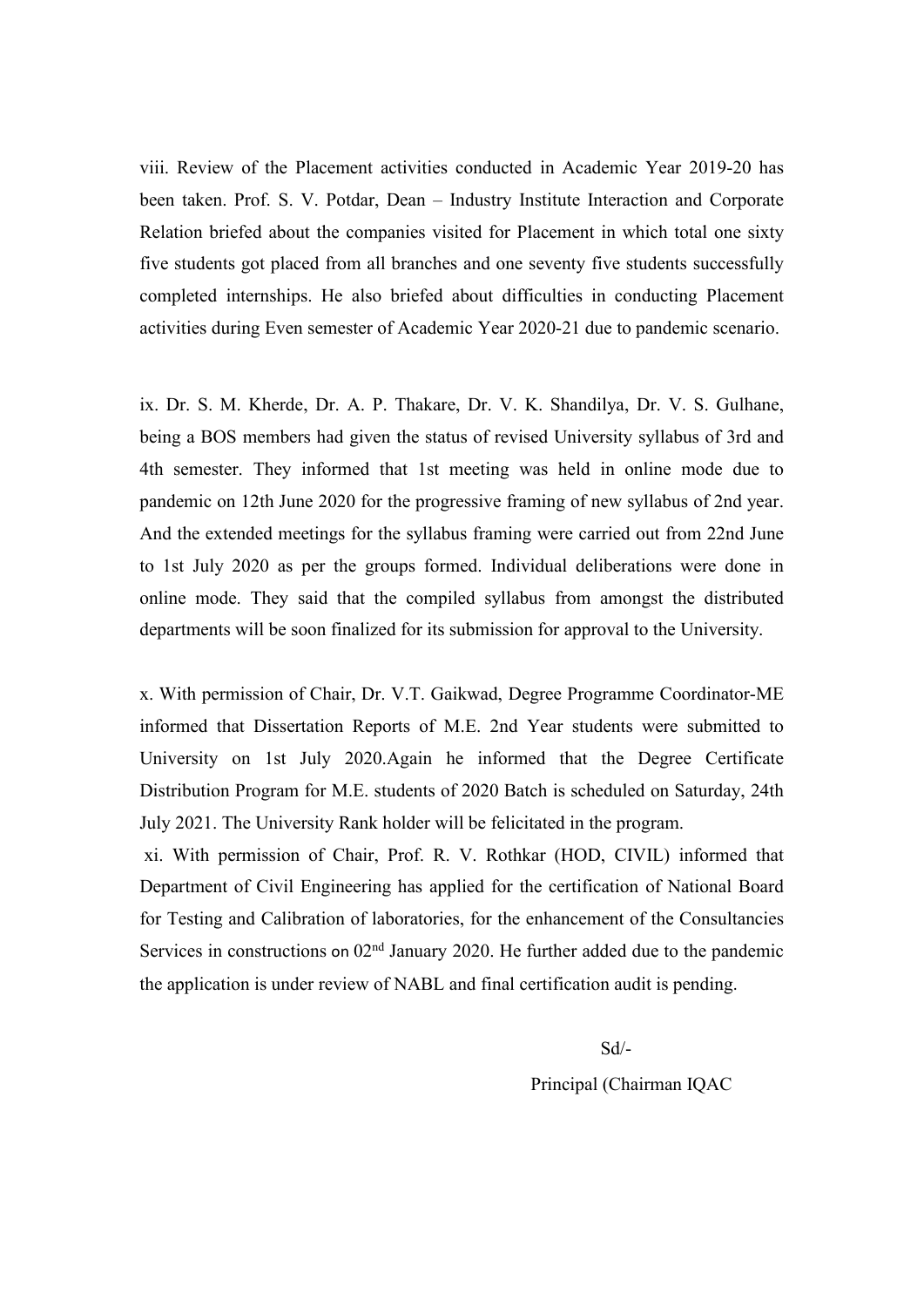viii. Review of the Placement activities conducted in Academic Year 2019-20 has been taken. Prof. S. V. Potdar, Dean – Industry Institute Interaction and Corporate Relation briefed about the companies visited for Placement in which total one sixty five students got placed from all branches and one seventy five students successfully completed internships. He also briefed about difficulties in conducting Placement activities during Even semester of Academic Year 2020-21 due to pandemic scenario.

ix. Dr. S. M. Kherde, Dr. A. P. Thakare, Dr. V. K. Shandilya, Dr. V. S. Gulhane, being a BOS members had given the status of revised University syllabus of 3rd and 4th semester. They informed that 1st meeting was held in online mode due to pandemic on 12th June 2020 for the progressive framing of new syllabus of 2nd year. And the extended meetings for the syllabus framing were carried out from 22nd June to 1st July 2020 as per the groups formed. Individual deliberations were done in online mode. They said that the compiled syllabus from amongst the distributed departments will be soon finalized for its submission for approval to the University.

x. With permission of Chair, Dr. V.T. Gaikwad, Degree Programme Coordinator-ME informed that Dissertation Reports of M.E. 2nd Year students were submitted to University on 1st July 2020.Again he informed that the Degree Certificate Distribution Program for M.E. students of 2020 Batch is scheduled on Saturday, 24th July 2021. The University Rank holder will be felicitated in the program.

xi. With permission of Chair, Prof. R. V. Rothkar (HOD, CIVIL) informed that Department of Civil Engineering has applied for the certification of National Board for Testing and Calibration of laboratories, for the enhancement of the Consultancies Services in constructions on 02nd January 2020. He further added due to the pandemic the application is under review of NABL and final certification audit is pending.

Sd/-

Principal (Chairman IQAC